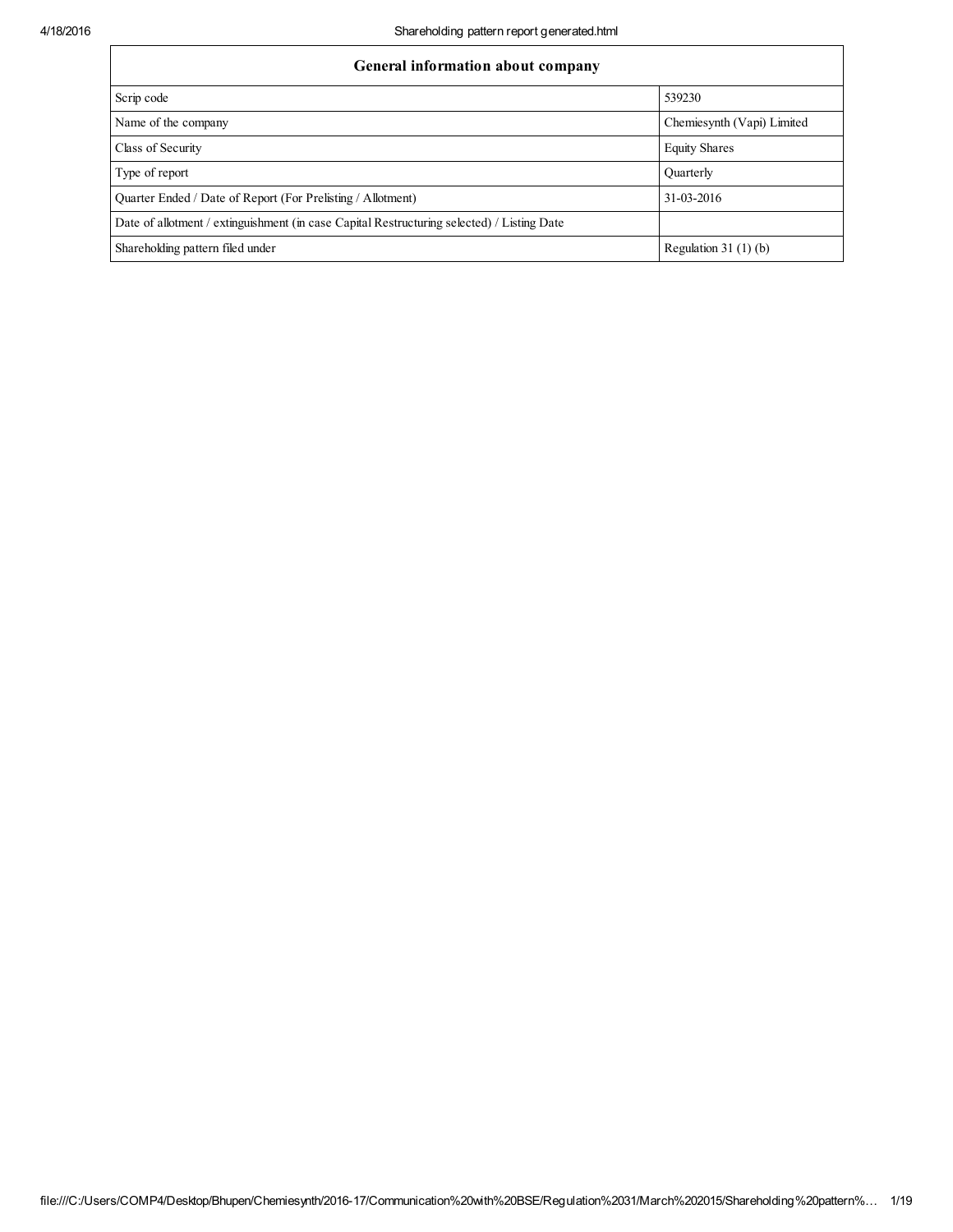| General information about company | |
|---|---|
| Scrip code | 539230 |
| Name of the company | Chemiesynth (Vapi) Limited |
| Class of Security | Equity Shares |
| Type of report | Quarterly |
| Quarter Ended / Date of Report (For Prelisting / Allotment) | 31-03-2016 |
| Date of allotment / extinguishment (in case Capital Restructuring selected) / Listing Date | |
| Shareholding pattern filed under | Regulation 31 (1) (b) |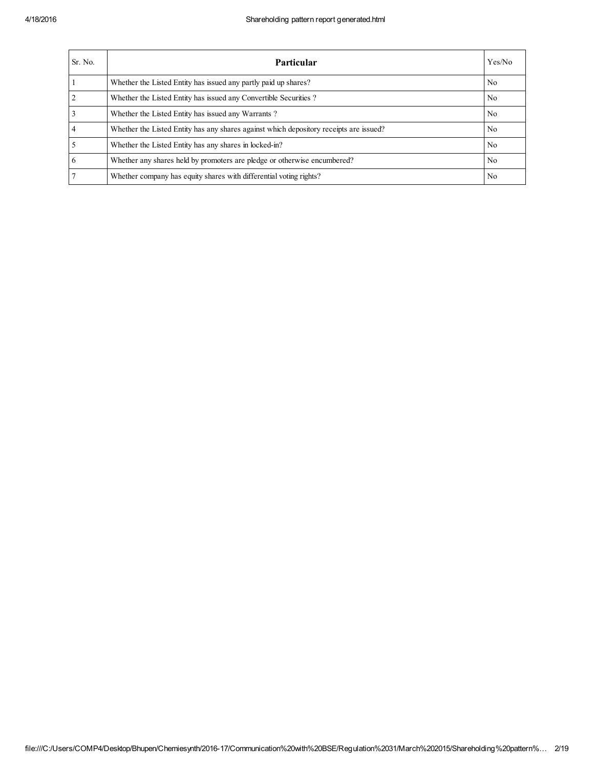| Sr. No. | **Particular** | Yes/No |
| --- | --- | --- |
| 1 | Whether the Listed Entity has issued any partly paid up shares? | No |
| 2 | Whether the Listed Entity has issued any Convertible Securities ? | No |
| 3 | Whether the Listed Entity has issued any Warrants ? | No |
| 4 | Whether the Listed Entity has any shares against which depository receipts are issued? | No |
| 5 | Whether the Listed Entity has any shares in locked-in? | No |
| 6 | Whether any shares held by promoters are pledge or otherwise encumbered? | No |
| 7 | Whether company has equity shares with differential voting rights? | No |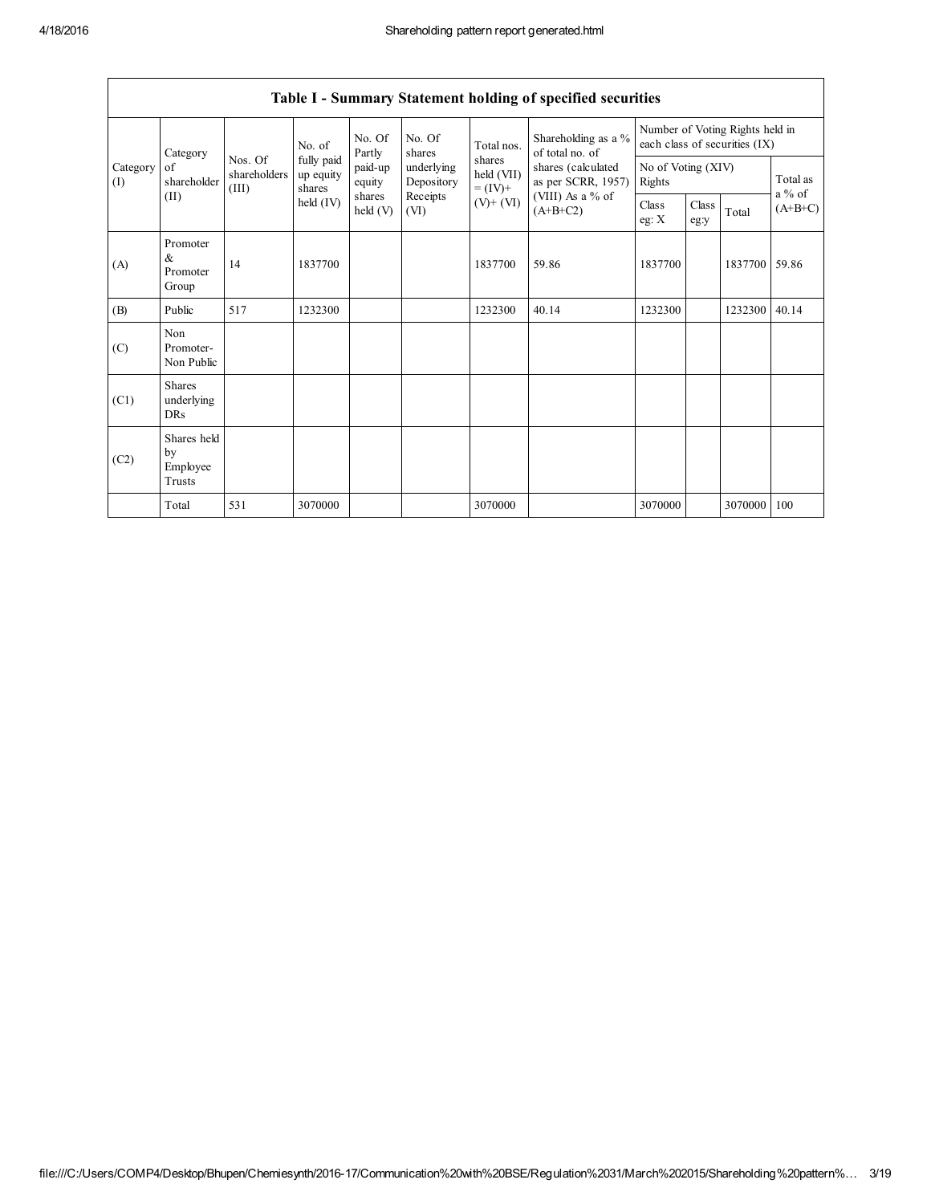| Table I - Summary Statement holding of specified securities | | | | | | | | | | | | |
|---|---|---|---|---|---|---|---|---|---|---|---|---|
| Category (I) | Category of shareholder (II) | Nos. Of shareholders (III) | No. of fully paid up equity shares held (IV) | No. Of Partly paid-up equity shares held (V) | No. Of shares underlying Depository Receipts (VI) | Total nos. shares held (VII) = (IV)+ (V)+ (VI) | Shareholding as a % of total no. of shares (calculated as per SCRR, 1957) (VIII) As a % of (A+B+C2) | Number of Voting Rights held in each class of securities (IX) | | | |
| | | | | | | | | No of Voting (XIV) Rights | | | Total as a % of (A+B+C) |
| | | | | | | | | Class eg: X | Class eg:y | Total | |
| (A) | Promoter & Promoter Group | 14 | 1837700 | | | 1837700 | 59.86 | 1837700 | | 1837700 | 59.86 |
| (B) | Public | 517 | 1232300 | | | 1232300 | 40.14 | 1232300 | | 1232300 | 40.14 |
| (C) | Non Promoter- Non Public | | | | | | | | | | |
| (C1) | Shares underlying DRs | | | | | | | | | | |
| (C2) | Shares held by Employee Trusts | | | | | | | | | | |
| | Total | 531 | 3070000 | | | 3070000 | | 3070000 | | 3070000 | 100 |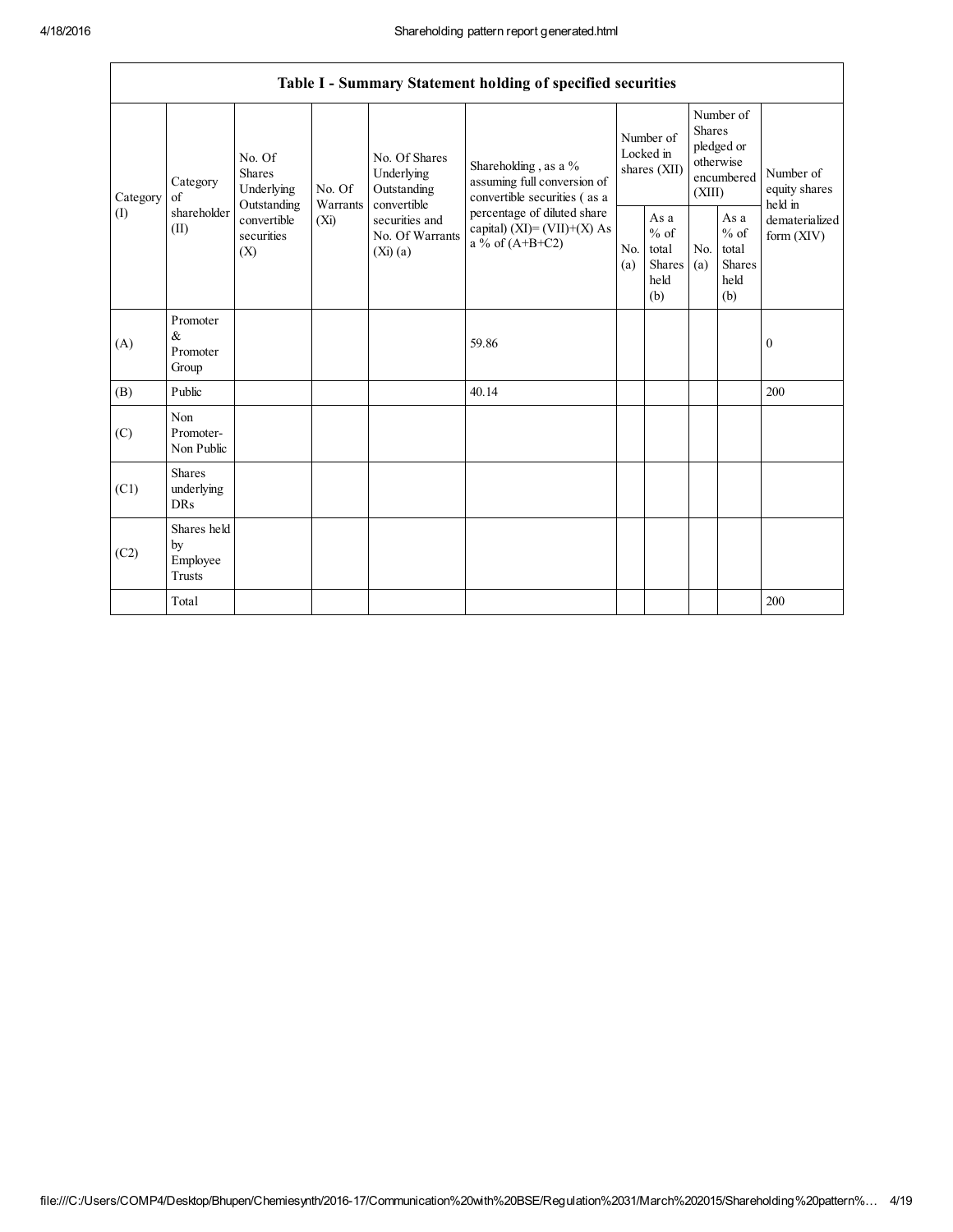| Table I - Summary Statement holding of specified securities | | | | | | | | | | |
|---|---|---|---|---|---|---|---|---|---|---|
| Category (I) | Category of shareholder (II) | No. Of Shares Underlying Outstanding convertible securities (X) | No. Of Warrants (Xi) | No. Of Shares Underlying Outstanding convertible securities and No. Of Warrants (Xi) (a) | Shareholding , as a % assuming full conversion of convertible securities ( as a percentage of diluted share capital) (XI)= (VII)+(X) As a % of (A+B+C2) | Number of Locked in shares (XII) | | Number of Shares pledged or otherwise encumbered (XIII) | | Number of equity shares held in dematerialized form (XIV) |
| | | | | | | No. (a) | As a % of total Shares held (b) | No. (a) | As a % of total Shares held (b) | |
| (A) | Promoter & Promoter Group | | | | 59.86 | | | | | 0 |
| (B) | Public | | | | 40.14 | | | | | 200 |
| (C) | Non Promoter- Non Public | | | | | | | | | |
| (C1) | Shares underlying DRs | | | | | | | | | |
| (C2) | Shares held by Employee Trusts | | | | | | | | | |
| | Total | | | | | | | | | 200 |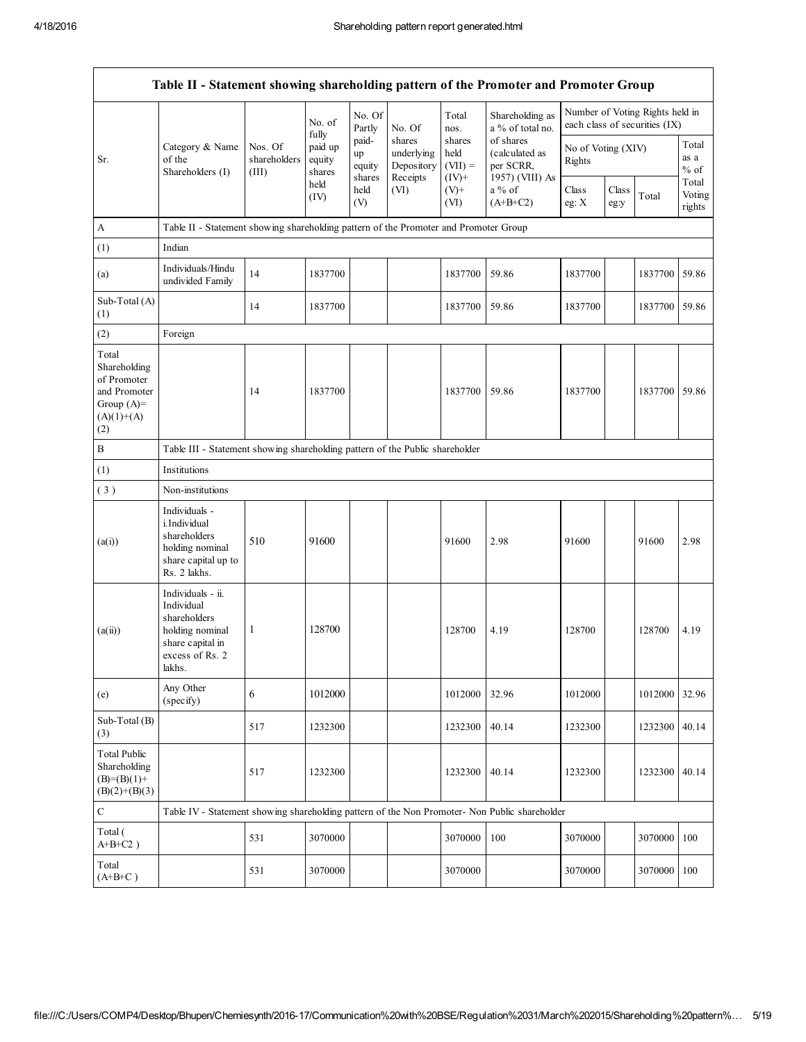| Table II - Statement showing shareholding pattern of the Promoter and Promoter Group | | | | | | | | | | | |
|---|---|---|---|---|---|---|---|---|---|---|---|
| Sr. | Category & Name of the Shareholders (I) | Nos. Of shareholders (III) | No. of fully paid up equity shares held (IV) | No. Of Partly paid-up equity shares held (V) | No. Of shares underlying Depository Receipts (VI) | Total nos. shares held (VII) = (IV)+ (V)+ (VI) | Shareholding as a % of total no. of shares (calculated as per SCRR, 1957) (VIII) As a % of (A+B+C2) | Number of Voting Rights held in each class of securities (IX) | | | |
| | | | | | | | | No of Voting (XIV) Rights | | | Total as a % of Total Voting rights |
| | | | | | | | | Class eg: X | Class eg:y | Total | |
| A | Table II - Statement showing shareholding pattern of the Promoter and Promoter Group | | | | | | | | | | |
| (1) | Indian | | | | | | | | | | |
| (a) | Individuals/Hindu undivided Family | 14 | 1837700 | | | 1837700 | 59.86 | 1837700 | | 1837700 | 59.86 |
| Sub-Total (A) (1) | | 14 | 1837700 | | | 1837700 | 59.86 | 1837700 | | 1837700 | 59.86 |
| (2) | Foreign | | | | | | | | | | |
| Total Shareholding of Promoter and Promoter Group (A)= (A)(1)+(A)(2) | | 14 | 1837700 | | | 1837700 | 59.86 | 1837700 | | 1837700 | 59.86 |
| B | Table III - Statement showing shareholding pattern of the Public shareholder | | | | | | | | | | |
| (1) | Institutions | | | | | | | | | | |
| ( 3 ) | Non-institutions | | | | | | | | | | |
| (a(i)) | Individuals - i.Individual shareholders holding nominal share capital up to Rs. 2 lakhs. | 510 | 91600 | | | 91600 | 2.98 | 91600 | | 91600 | 2.98 |
| (a(ii)) | Individuals - ii. Individual shareholders holding nominal share capital in excess of Rs. 2 lakhs. | 1 | 128700 | | | 128700 | 4.19 | 128700 | | 128700 | 4.19 |
| (e) | Any Other (specify) | 6 | 1012000 | | | 1012000 | 32.96 | 1012000 | | 1012000 | 32.96 |
| Sub-Total (B) (3) | | 517 | 1232300 | | | 1232300 | 40.14 | 1232300 | | 1232300 | 40.14 |
| Total Public Shareholding (B)=(B)(1)+(B)(2)+(B)(3) | | 517 | 1232300 | | | 1232300 | 40.14 | 1232300 | | 1232300 | 40.14 |
| C | Table IV - Statement showing shareholding pattern of the Non Promoter- Non Public shareholder | | | | | | | | | | |
| Total ( A+B+C2 ) | | 531 | 3070000 | | | 3070000 | 100 | 3070000 | | 3070000 | 100 |
| Total (A+B+C ) | | 531 | 3070000 | | | 3070000 | | 3070000 | | 3070000 | 100 |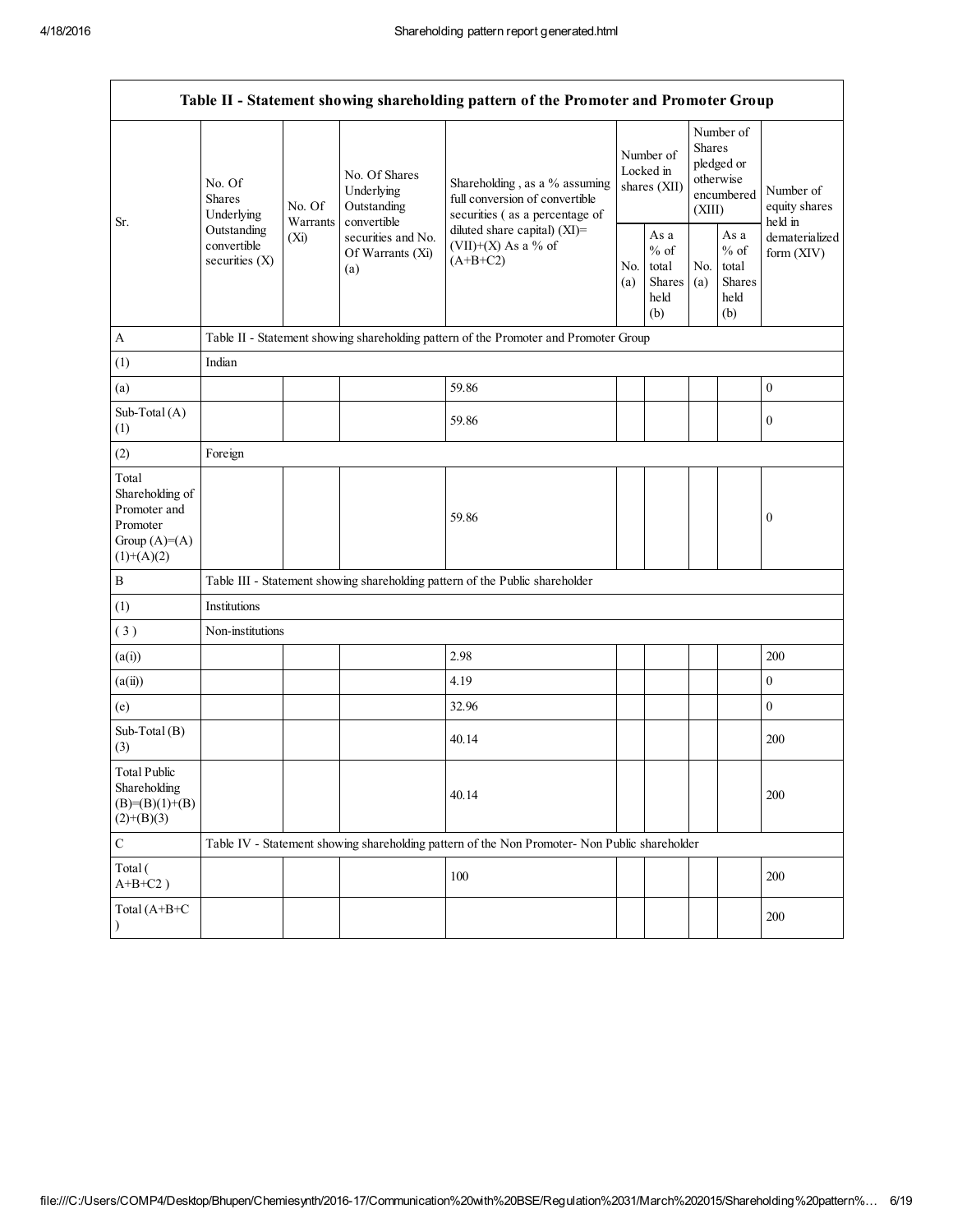| Table II - Statement showing shareholding pattern of the Promoter and Promoter Group | | | | | | | | | |
|---|---|---|---|---|---|---|---|---|---|
| Sr. | No. Of Shares Underlying Outstanding convertible securities (X) | No. Of Warrants (Xi) | No. Of Shares Underlying Outstanding convertible securities and No. Of Warrants (Xi) (a) | Shareholding , as a % assuming full conversion of convertible securities ( as a percentage of diluted share capital) (XI)= (VII)+(X) As a % of (A+B+C2) | Number of Locked in shares (XII) | | Number of Shares pledged or otherwise encumbered (XIII) | | Number of equity shares held in dematerialized form (XIV) |
| | | | | | No. (a) | As a % of total Shares held (b) | No. (a) | As a % of total Shares held (b) | |
| A | Table II - Statement showing shareholding pattern of the Promoter and Promoter Group | | | | | | | | |
| (1) | Indian | | | | | | | | |
| (a) | | | | 59.86 | | | | | 0 |
| Sub-Total (A) (1) | | | | 59.86 | | | | | 0 |
| (2) | Foreign | | | | | | | | |
| Total Shareholding of Promoter and Promoter Group (A)=(A)(1)+(A)(2) | | | | 59.86 | | | | | 0 |
| B | Table III - Statement showing shareholding pattern of the Public shareholder | | | | | | | | |
| (1) | Institutions | | | | | | | | |
| ( 3 ) | Non-institutions | | | | | | | | |
| (a(i)) | | | | 2.98 | | | | | 200 |
| (a(ii)) | | | | 4.19 | | | | | 0 |
| (e) | | | | 32.96 | | | | | 0 |
| Sub-Total (B) (3) | | | | 40.14 | | | | | 200 |
| Total Public Shareholding (B)=(B)(1)+(B)(2)+(B)(3) | | | | 40.14 | | | | | 200 |
| C | Table IV - Statement showing shareholding pattern of the Non Promoter- Non Public shareholder | | | | | | | | |
| Total ( A+B+C2 ) | | | | 100 | | | | | 200 |
| Total (A+B+C ) | | | | | | | | | 200 |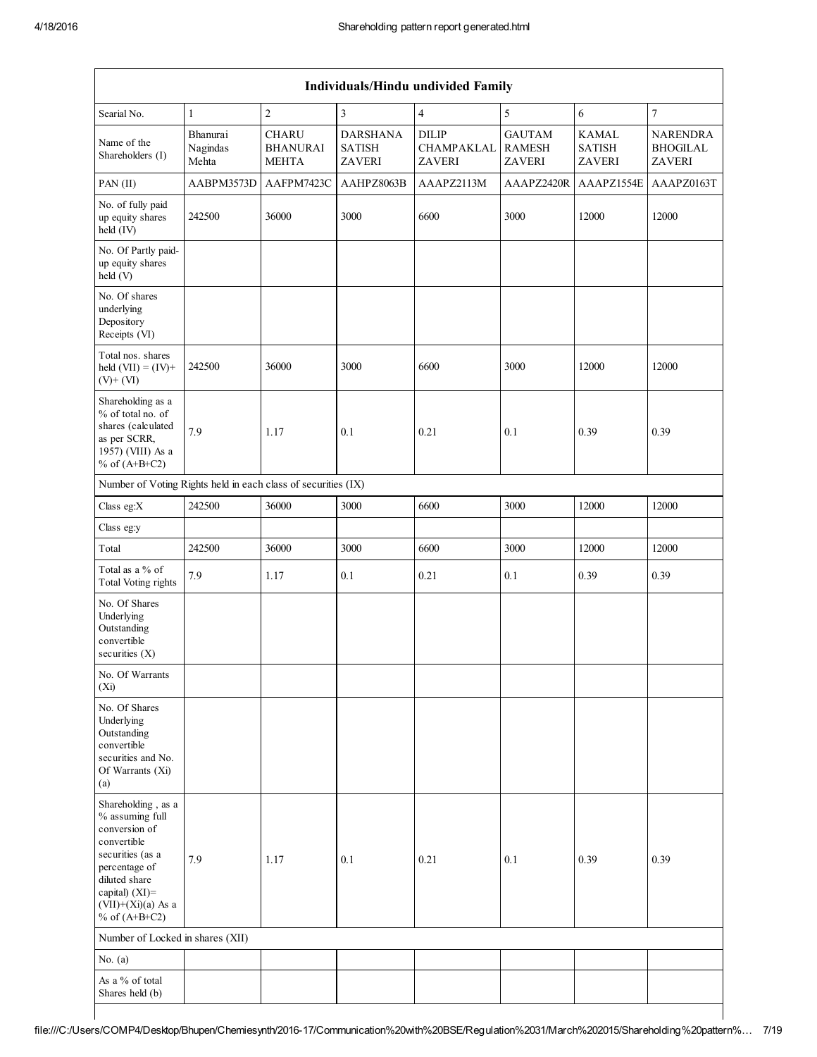| Individuals/Hindu undivided Family | | | | | | | |
|---|---|---|---|---|---|---|---|
| Searial No. | 1 | 2 | 3 | 4 | 5 | 6 | 7 |
| Name of the Shareholders (I) | Bhanurai Nagindas Mehta | CHARU BHANURAI MEHTA | DARSHANA SATISH ZAVERI | DILIP CHAMPAKLAL ZAVERI | GAUTAM RAMESH ZAVERI | KAMAL SATISH ZAVERI | NARENDRA BHOGILAL ZAVERI |
| PAN (II) | AABPM3573D | AAFPM7423C | AAHPZ8063B | AAAPZ2113M | AAAPZ2420R | AAAPZ1554E | AAAPZ0163T |
| No. of fully paid up equity shares held (IV) | 242500 | 36000 | 3000 | 6600 | 3000 | 12000 | 12000 |
| No. Of Partly paid-up equity shares held (V) | | | | | | | |
| No. Of shares underlying Depository Receipts (VI) | | | | | | | |
| Total nos. shares held (VII) = (IV)+ (V)+ (VI) | 242500 | 36000 | 3000 | 6600 | 3000 | 12000 | 12000 |
| Shareholding as a % of total no. of shares (calculated as per SCRR, 1957) (VIII) As a % of (A+B+C2) | 7.9 | 1.17 | 0.1 | 0.21 | 0.1 | 0.39 | 0.39 |
| Number of Voting Rights held in each class of securities (IX) | | | | | | | |
| Class eg:X | 242500 | 36000 | 3000 | 6600 | 3000 | 12000 | 12000 |
| Class eg:y | | | | | | | |
| Total | 242500 | 36000 | 3000 | 6600 | 3000 | 12000 | 12000 |
| Total as a % of Total Voting rights | 7.9 | 1.17 | 0.1 | 0.21 | 0.1 | 0.39 | 0.39 |
| No. Of Shares Underlying Outstanding convertible securities (X) | | | | | | | |
| No. Of Warrants (Xi) | | | | | | | |
| No. Of Shares Underlying Outstanding convertible securities and No. Of Warrants (Xi) (a) | | | | | | | |
| Shareholding , as a % assuming full conversion of convertible securities (as a percentage of diluted share capital) (XI)= (VII)+(Xi)(a) As a % of (A+B+C2) | 7.9 | 1.17 | 0.1 | 0.21 | 0.1 | 0.39 | 0.39 |
| Number of Locked in shares (XII) | | | | | | | |
| No. (a) | | | | | | | |
| As a % of total Shares held (b) | | | | | | | |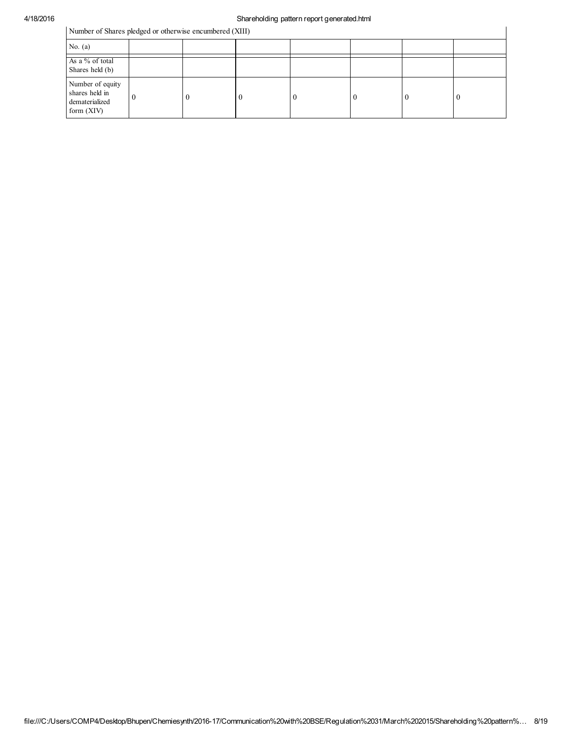| Number of Shares pledged or otherwise encumbered (XIII) | | | | | | | |
|---|---|---|---|---|---|---|---|
| No. (a) | | | | | | | |
| As a % of total Shares held (b) | | | | | | | |
| Number of equity shares held in dematerialized form (XIV) | 0 | 0 | 0 | 0 | 0 | 0 | 0 |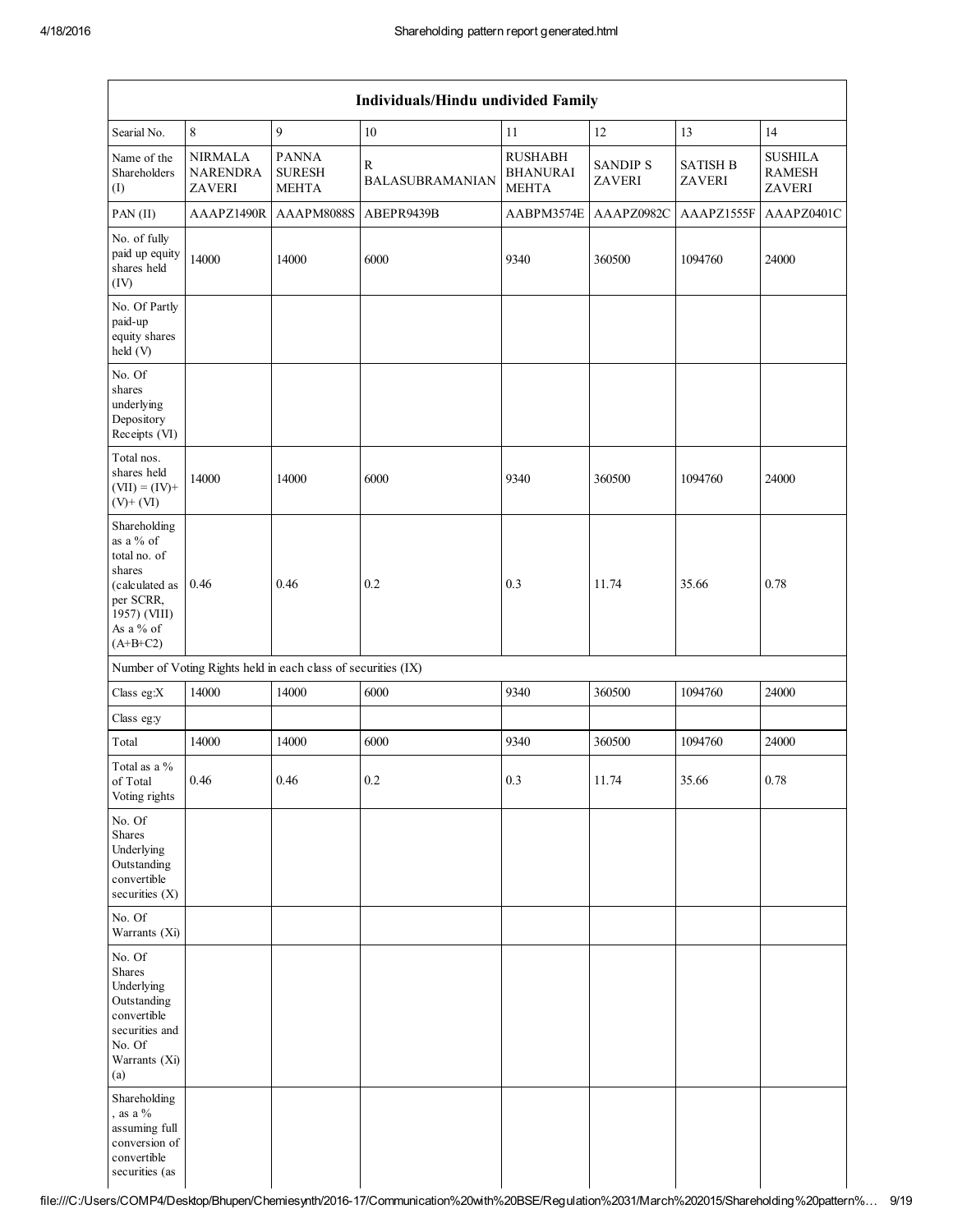| Individuals/Hindu undivided Family | | | | | | | |
|---|---|---|---|---|---|---|---|
| Searial No. | 8 | 9 | 10 | 11 | 12 | 13 | 14 |
| Name of the Shareholders (I) | NIRMALA NARENDRA ZAVERI | PANNA SURESH MEHTA | R BALASUBRAMANIAN | RUSHABH BHANURAI MEHTA | SANDIP S ZAVERI | SATISH B ZAVERI | SUSHILA RAMESH ZAVERI |
| PAN (II) | AAAPZ1490R | AAAPM8088S | ABEPR9439B | AABPM3574E | AAAPZ0982C | AAAPZ1555F | AAAPZ0401C |
| No. of fully paid up equity shares held (IV) | 14000 | 14000 | 6000 | 9340 | 360500 | 1094760 | 24000 |
| No. Of Partly paid-up equity shares held (V) | | | | | | | |
| No. Of shares underlying Depository Receipts (VI) | | | | | | | |
| Total nos. shares held (VII) = (IV)+ (V)+ (VI) | 14000 | 14000 | 6000 | 9340 | 360500 | 1094760 | 24000 |
| Shareholding as a % of total no. of shares (calculated as per SCRR, 1957) (VIII) As a % of (A+B+C2) | 0.46 | 0.46 | 0.2 | 0.3 | 11.74 | 35.66 | 0.78 |
| Number of Voting Rights held in each class of securities (IX) | | | | | | | |
| Class eg:X | 14000 | 14000 | 6000 | 9340 | 360500 | 1094760 | 24000 |
| Class eg:y | | | | | | | |
| Total | 14000 | 14000 | 6000 | 9340 | 360500 | 1094760 | 24000 |
| Total as a % of Total Voting rights | 0.46 | 0.46 | 0.2 | 0.3 | 11.74 | 35.66 | 0.78 |
| No. Of Shares Underlying Outstanding convertible securities (X) | | | | | | | |
| No. Of Warrants (Xi) | | | | | | | |
| No. Of Shares Underlying Outstanding convertible securities and No. Of Warrants (Xi) (a) | | | | | | | |
| Shareholding , as a % assuming full conversion of convertible securities (as | | | | | | | |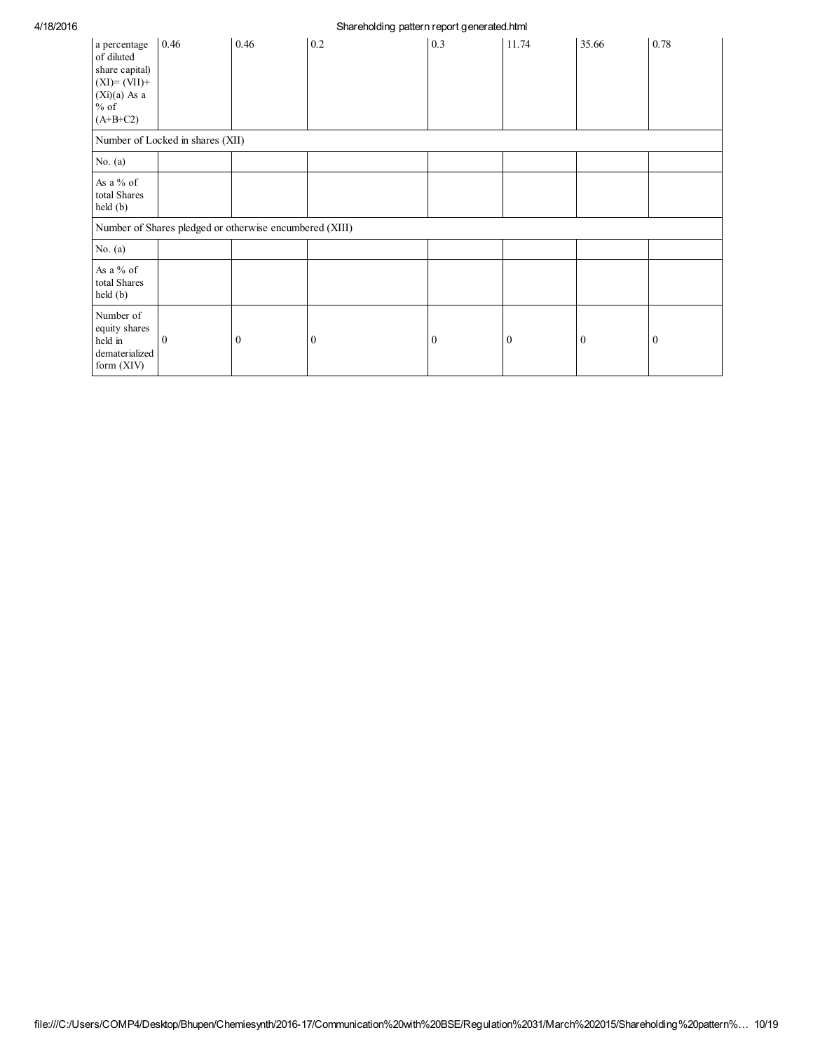| a percentage of diluted share capital) (XI)= (VII)+(Xi)(a) As a % of (A+B+C2) | 0.46 | 0.46 | 0.2 | 0.3 | 11.74 | 35.66 | 0.78 |
|---|---|---|---|---|---|---|---|
| Number of Locked in shares (XII) | | | | | | | |
| No. (a) | | | | | | | |
| As a % of total Shares held (b) | | | | | | | |
| Number of Shares pledged or otherwise encumbered (XIII) | | | | | | | |
| No. (a) | | | | | | | |
| As a % of total Shares held (b) | | | | | | | |
| Number of equity shares held in dematerialized form (XIV) | 0 | 0 | 0 | 0 | 0 | 0 | 0 |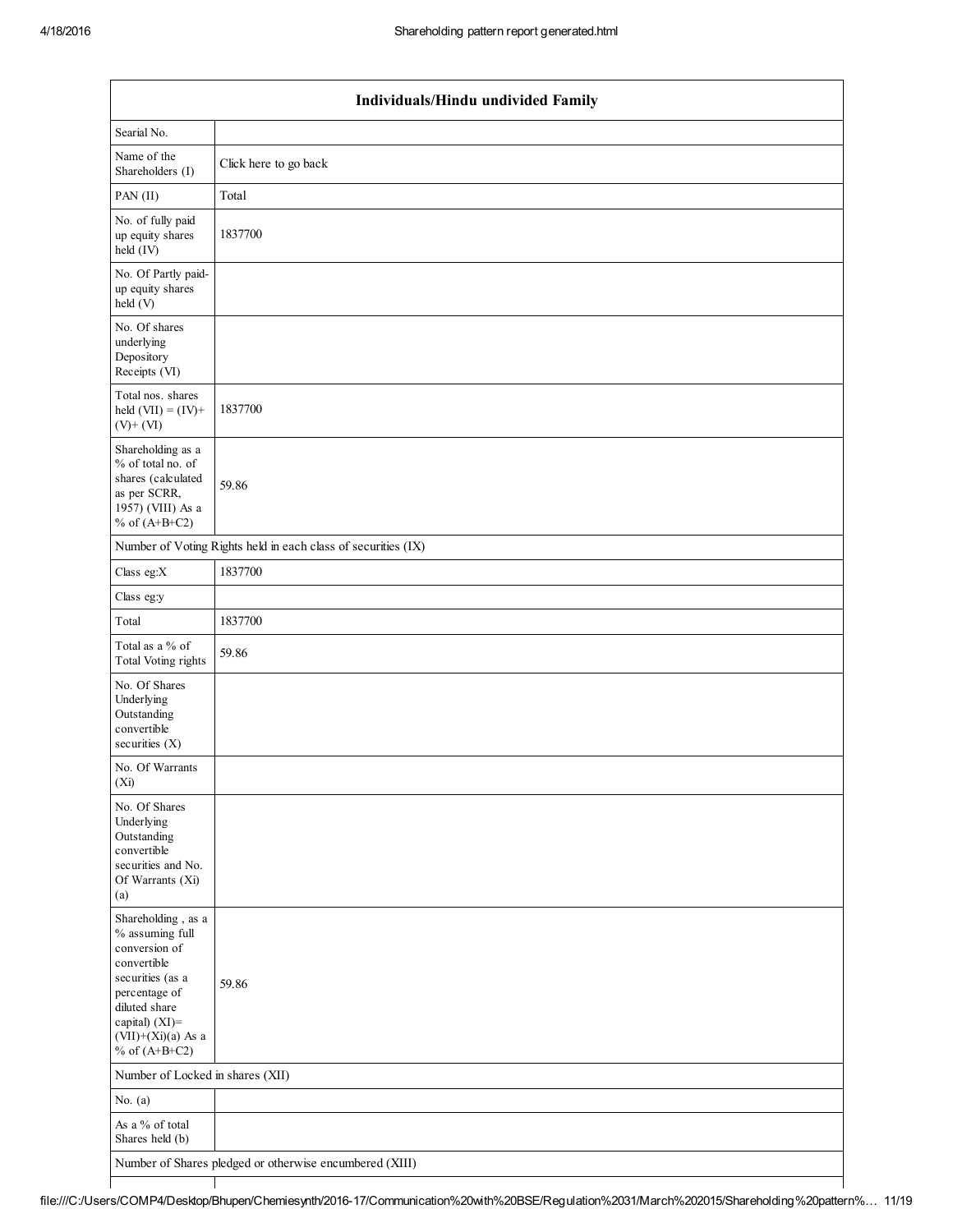| Individuals/Hindu undivided Family | |
|---|---|
| Searial No. | |
| Name of the Shareholders (I) | Click here to go back |
| PAN (II) | Total |
| No. of fully paid up equity shares held (IV) | 1837700 |
| No. Of Partly paid-up equity shares held (V) | |
| No. Of shares underlying Depository Receipts (VI) | |
| Total nos. shares held (VII) = (IV)+ (V)+ (VI) | 1837700 |
| Shareholding as a % of total no. of shares (calculated as per SCRR, 1957) (VIII) As a % of (A+B+C2) | 59.86 |
| Number of Voting Rights held in each class of securities (IX) | |
| Class eg:X | 1837700 |
| Class eg:y | |
| Total | 1837700 |
| Total as a % of Total Voting rights | 59.86 |
| No. Of Shares Underlying Outstanding convertible securities (X) | |
| No. Of Warrants (Xi) | |
| No. Of Shares Underlying Outstanding convertible securities and No. Of Warrants (Xi) (a) | |
| Shareholding , as a % assuming full conversion of convertible securities (as a percentage of diluted share capital) (XI)= (VII)+(Xi)(a) As a % of (A+B+C2) | 59.86 |
| Number of Locked in shares (XII) | |
| No. (a) | |
| As a % of total Shares held (b) | |
| Number of Shares pledged or otherwise encumbered (XIII) | |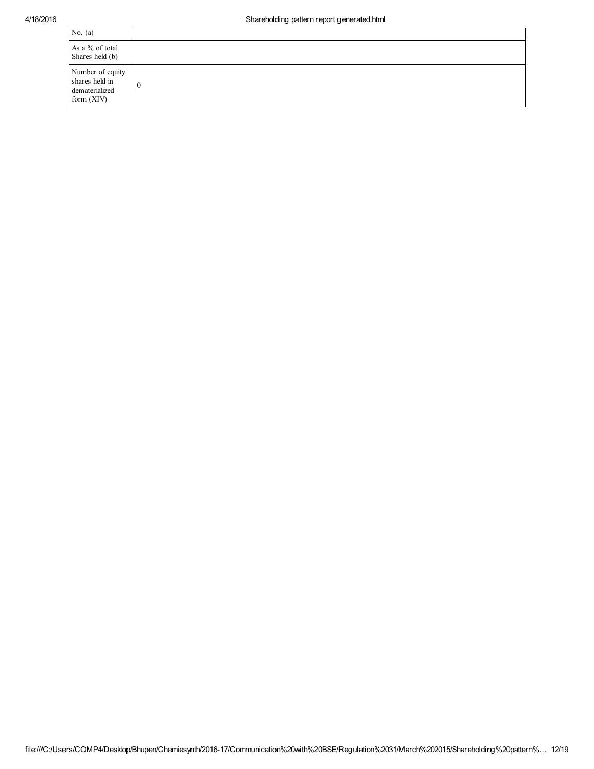| | |
|---|---|
| No. (a) | |
| As a % of total Shares held (b) | |
| Number of equity shares held in dematerialized form (XIV) | 0 |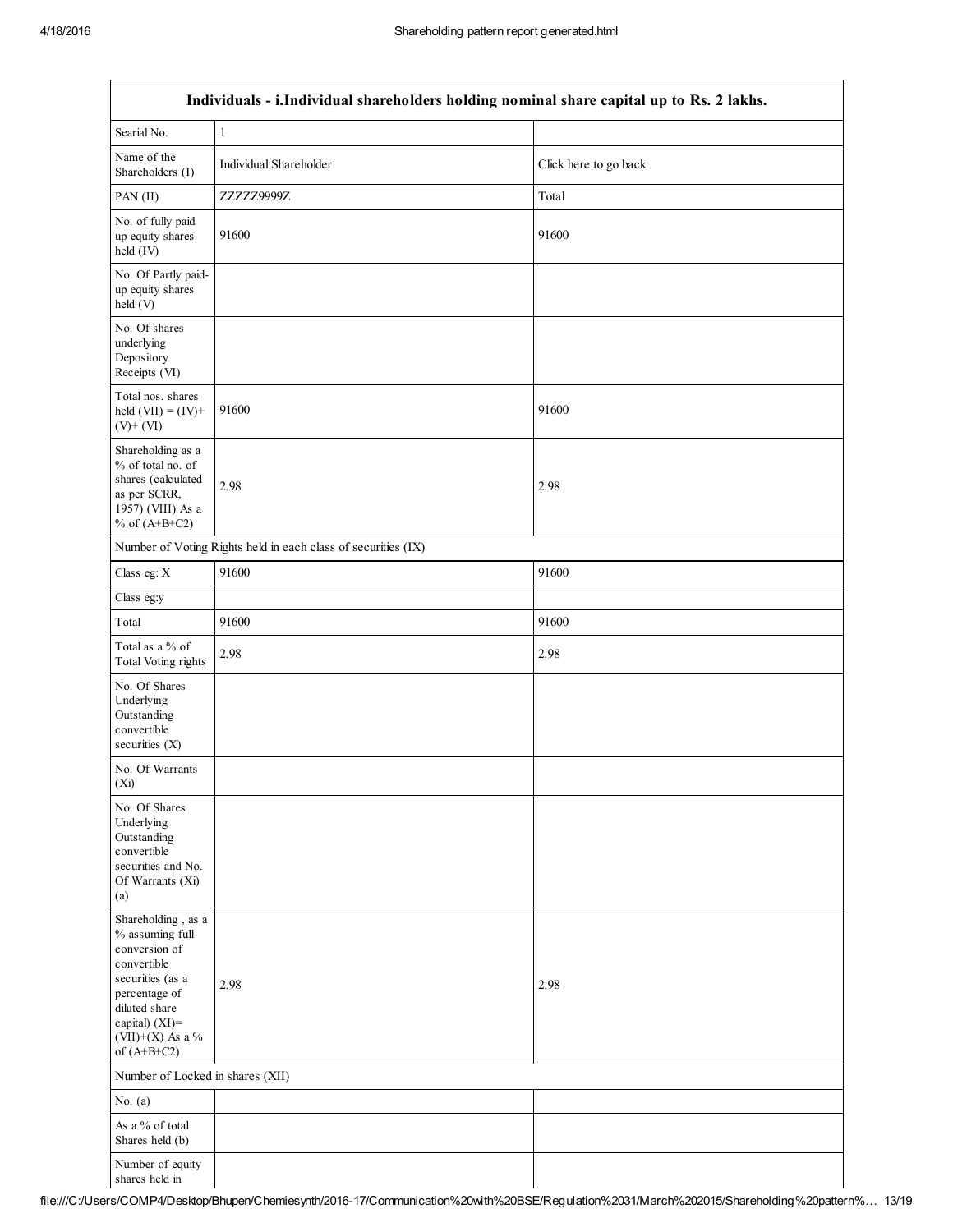| Individuals - i.Individual shareholders holding nominal share capital up to Rs. 2 lakhs. | | |
|---|---|---|
| Searial No. | 1 | |
| Name of the Shareholders (I) | Individual Shareholder | Click here to go back |
| PAN (II) | ZZZZZ9999Z | Total |
| No. of fully paid up equity shares held (IV) | 91600 | 91600 |
| No. Of Partly paid-up equity shares held (V) | | |
| No. Of shares underlying Depository Receipts (VI) | | |
| Total nos. shares held (VII) = (IV)+ (V)+ (VI) | 91600 | 91600 |
| Shareholding as a % of total no. of shares (calculated as per SCRR, 1957) (VIII) As a % of (A+B+C2) | 2.98 | 2.98 |
| Number of Voting Rights held in each class of securities (IX) | | |
| Class eg: X | 91600 | 91600 |
| Class eg:y | | |
| Total | 91600 | 91600 |
| Total as a % of Total Voting rights | 2.98 | 2.98 |
| No. Of Shares Underlying Outstanding convertible securities (X) | | |
| No. Of Warrants (Xi) | | |
| No. Of Shares Underlying Outstanding convertible securities and No. Of Warrants (Xi) (a) | | |
| Shareholding , as a % assuming full conversion of convertible securities (as a percentage of diluted share capital) (XI)= (VII)+(X) As a % of (A+B+C2) | 2.98 | 2.98 |
| Number of Locked in shares (XII) | | |
| No. (a) | | |
| As a % of total Shares held (b) | | |
| Number of equity shares held in | | |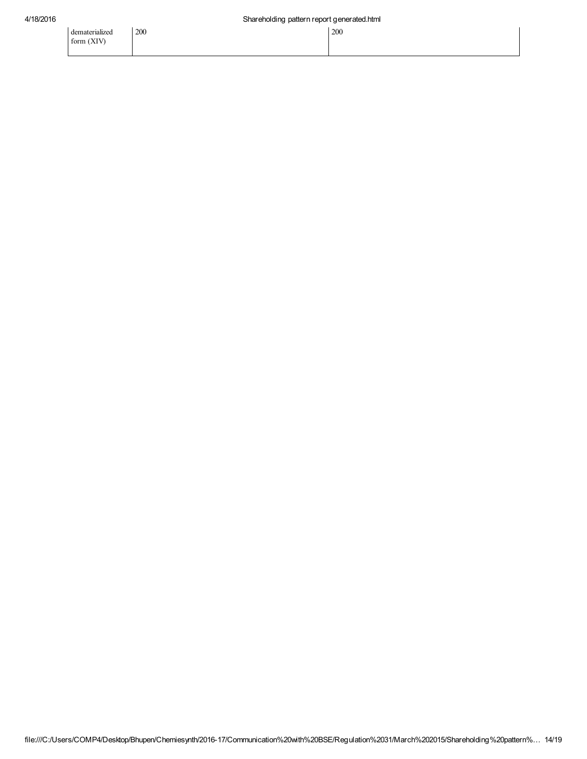| dematerialized form (XIV) | 200 | 200 |
|---|---|---|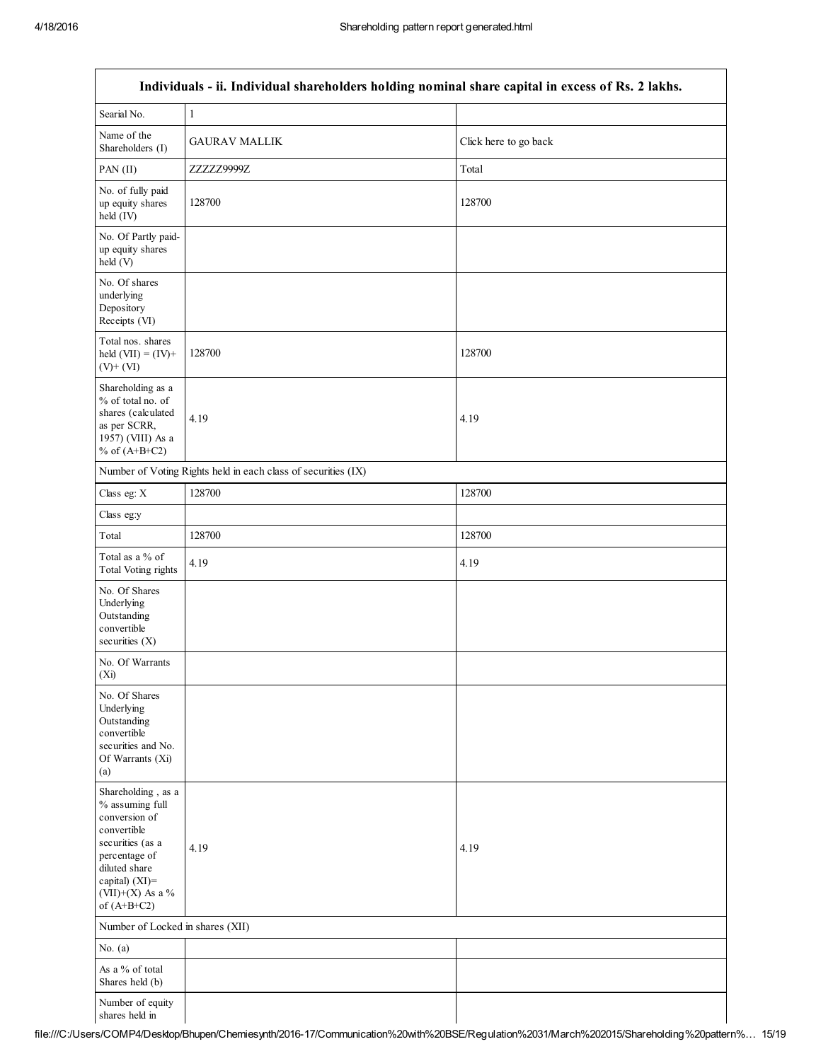| Individuals - ii. Individual shareholders holding nominal share capital in excess of Rs. 2 lakhs. | | |
|---|---|---|
| Searial No. | 1 | |
| Name of the Shareholders (I) | GAURAV MALLIK | Click here to go back |
| PAN (II) | ZZZZZ9999Z | Total |
| No. of fully paid up equity shares held (IV) | 128700 | 128700 |
| No. Of Partly paid-up equity shares held (V) | | |
| No. Of shares underlying Depository Receipts (VI) | | |
| Total nos. shares held (VII) = (IV)+ (V)+ (VI) | 128700 | 128700 |
| Shareholding as a % of total no. of shares (calculated as per SCRR, 1957) (VIII) As a % of (A+B+C2) | 4.19 | 4.19 |
| Number of Voting Rights held in each class of securities (IX) | | |
| Class eg: X | 128700 | 128700 |
| Class eg:y | | |
| Total | 128700 | 128700 |
| Total as a % of Total Voting rights | 4.19 | 4.19 |
| No. Of Shares Underlying Outstanding convertible securities (X) | | |
| No. Of Warrants (Xi) | | |
| No. Of Shares Underlying Outstanding convertible securities and No. Of Warrants (Xi) (a) | | |
| Shareholding , as a % assuming full conversion of convertible securities (as a percentage of diluted share capital) (XI)= (VII)+(X) As a % of (A+B+C2) | 4.19 | 4.19 |
| Number of Locked in shares (XII) | | |
| No. (a) | | |
| As a % of total Shares held (b) | | |
| Number of equity shares held in | | |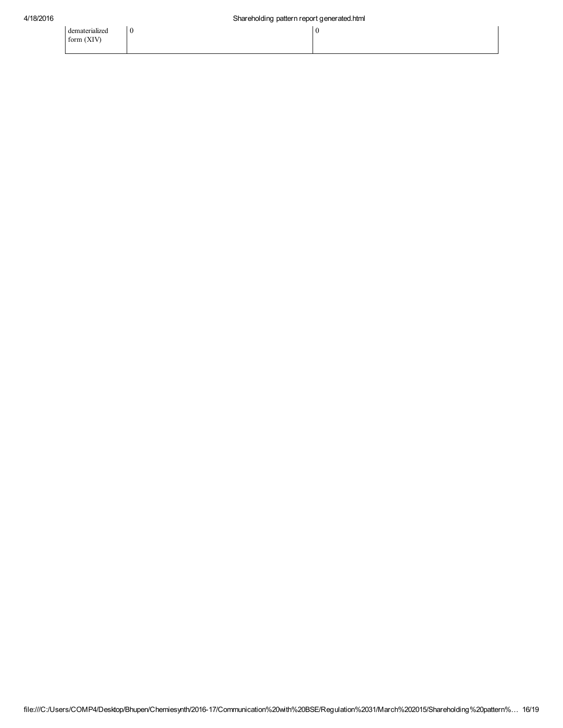| dematerialized form (XIV) | 0 | 0 |
|---|---|---|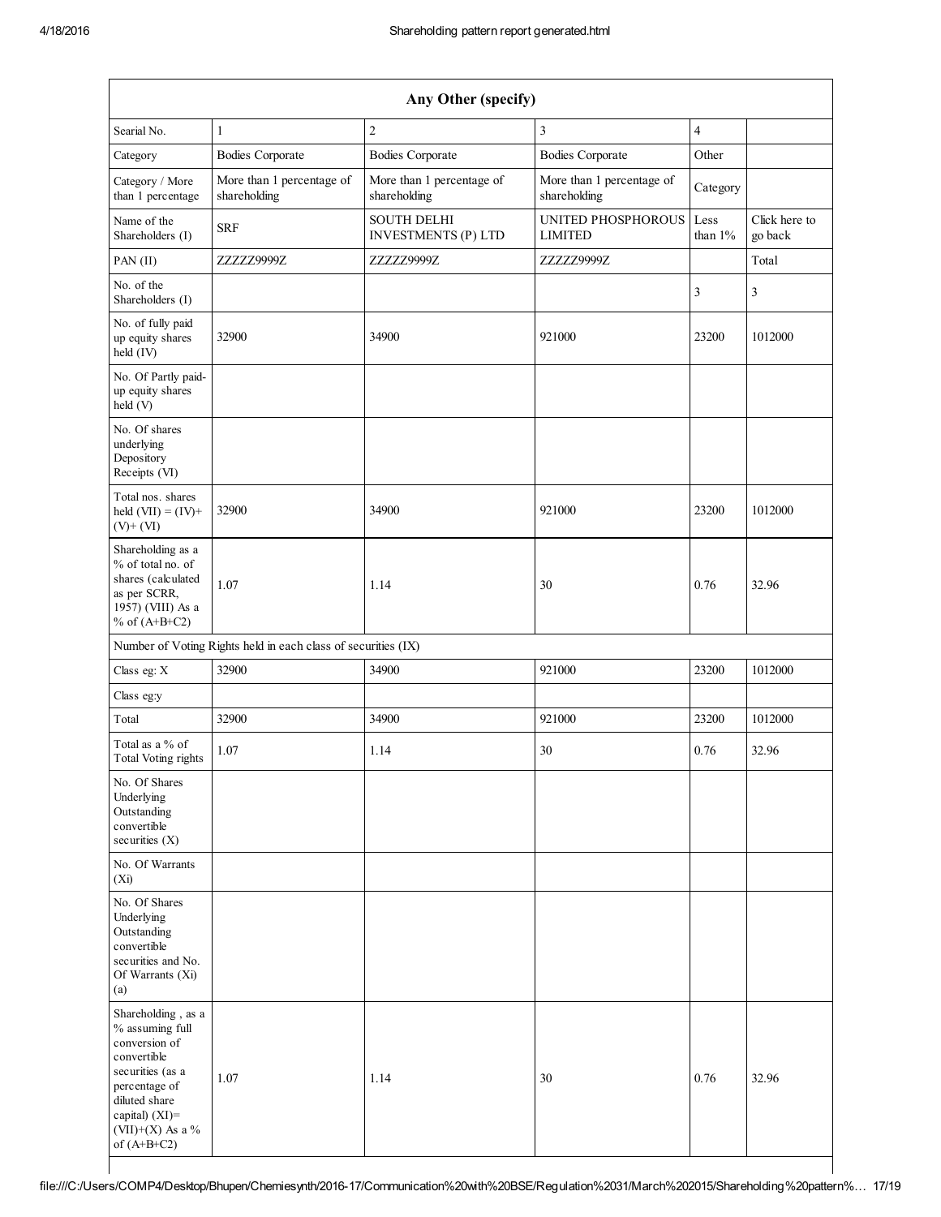| Any Other (specify) | | | | | |
|---|---|---|---|---|---|
| Searial No. | 1 | 2 | 3 | 4 | |
| Category | Bodies Corporate | Bodies Corporate | Bodies Corporate | Other | |
| Category / More than 1 percentage | More than 1 percentage of shareholding | More than 1 percentage of shareholding | More than 1 percentage of shareholding | Category | |
| Name of the Shareholders (I) | SRF | SOUTH DELHI INVESTMENTS (P) LTD | UNITED PHOSPHOROUS LIMITED | Less than 1% | Click here to go back |
| PAN (II) | ZZZZZ9999Z | ZZZZZ9999Z | ZZZZZ9999Z | | Total |
| No. of the Shareholders (I) | | | | 3 | 3 |
| No. of fully paid up equity shares held (IV) | 32900 | 34900 | 921000 | 23200 | 1012000 |
| No. Of Partly paid-up equity shares held (V) | | | | | |
| No. Of shares underlying Depository Receipts (VI) | | | | | |
| Total nos. shares held (VII) = (IV)+ (V)+ (VI) | 32900 | 34900 | 921000 | 23200 | 1012000 |
| Shareholding as a % of total no. of shares (calculated as per SCRR, 1957) (VIII) As a % of (A+B+C2) | 1.07 | 1.14 | 30 | 0.76 | 32.96 |
| Number of Voting Rights held in each class of securities (IX) | | | | | |
| Class eg: X | 32900 | 34900 | 921000 | 23200 | 1012000 |
| Class eg:y | | | | | |
| Total | 32900 | 34900 | 921000 | 23200 | 1012000 |
| Total as a % of Total Voting rights | 1.07 | 1.14 | 30 | 0.76 | 32.96 |
| No. Of Shares Underlying Outstanding convertible securities (X) | | | | | |
| No. Of Warrants (Xi) | | | | | |
| No. Of Shares Underlying Outstanding convertible securities and No. Of Warrants (Xi) (a) | | | | | |
| Shareholding , as a % assuming full conversion of convertible securities (as a percentage of diluted share capital) (XI)= (VII)+(X) As a % of (A+B+C2) | 1.07 | 1.14 | 30 | 0.76 | 32.96 |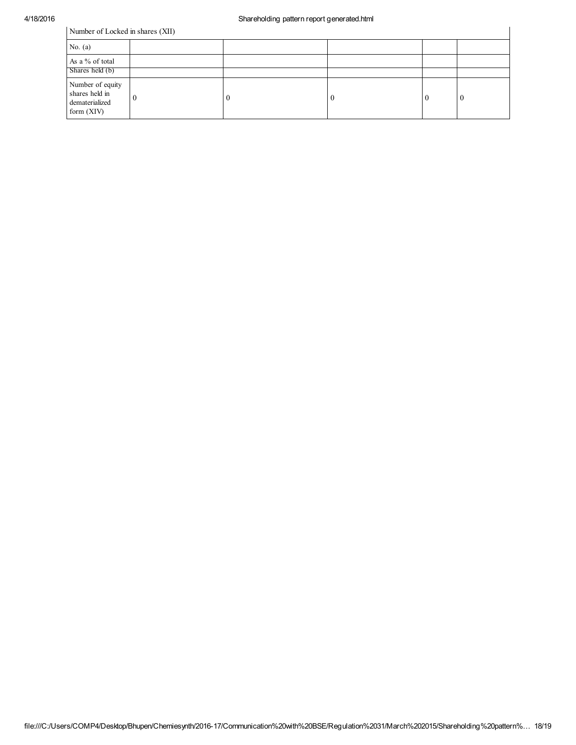| Number of Locked in shares (XII) | | | | | |
|---|---|---|---|---|---|
| No. (a) | | | | | |
| As a % of total Shares held (b) | | | | | |
| Number of equity shares held in dematerialized form (XIV) | 0 | 0 | 0 | 0 | 0 |